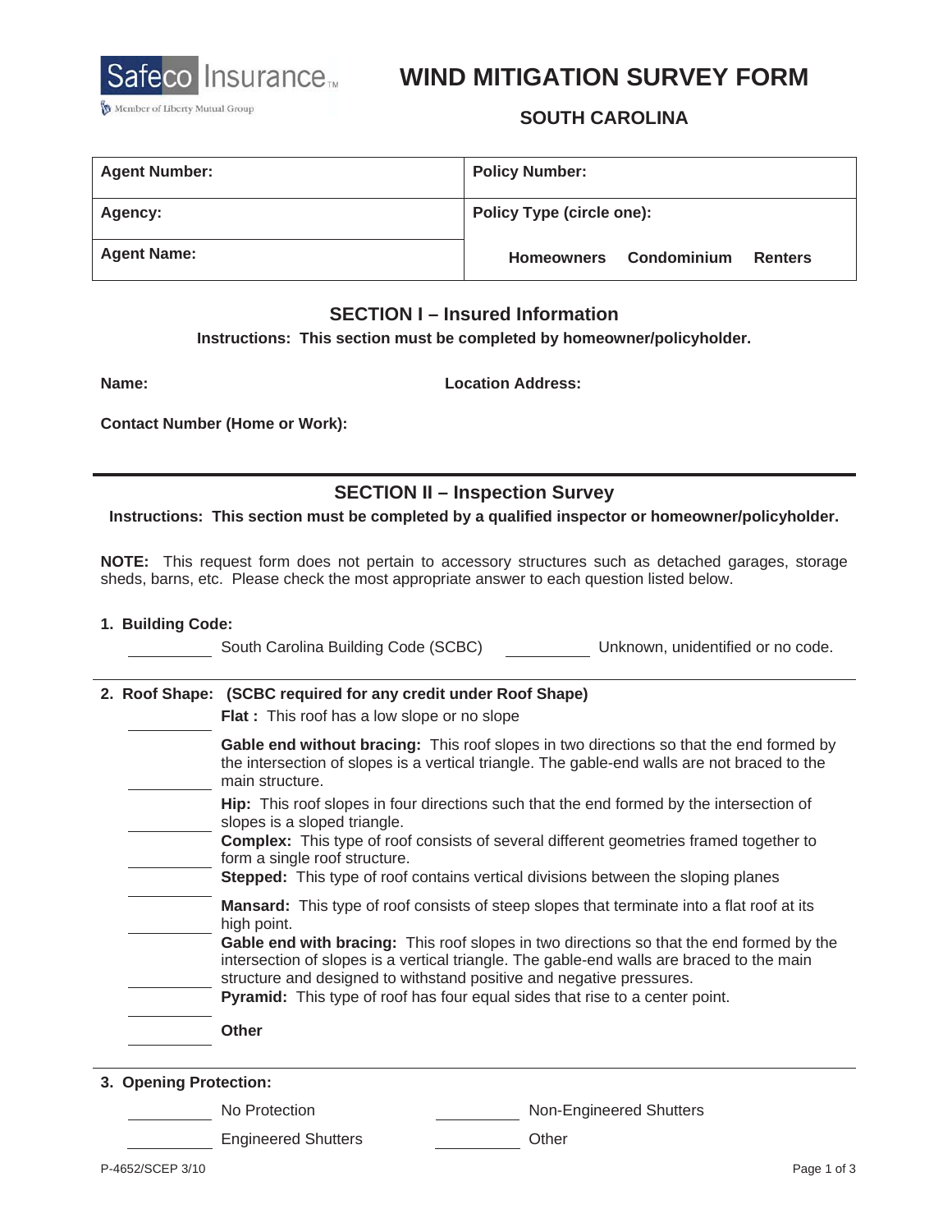Safeco Insurance™

Member of Liberty Mutual Group

# WIND MITIGATION SURVEY FORM

## SOUTH CAROLINA

| **Agent Number:** | **Policy Number:** |
|---|---|
| **Agency:** | **Policy Type (circle one):** |
| **Agent Name:** | **Homeowners Condominium Renters** |

## SECTION I – Insured Information

**Instructions: This section must be completed by homeowner/policyholder.**

**Name:**

**Location Address:**

**Contact Number (Home or Work):**

---

## SECTION II – Inspection Survey

**Instructions: This section must be completed by a qualified inspector or homeowner/policyholder.**

**NOTE:** This request form does not pertain to accessory structures such as detached garages, storage sheds, barns, etc. Please check the most appropriate answer to each question listed below.

**1. Building Code:**

_____ South Carolina Building Code (SCBC)

_____ Unknown, unidentified or no code.

---

**2. Roof Shape: (SCBC required for any credit under Roof Shape)**

_____ **Flat :** This roof has a low slope or no slope

_____ **Gable end without bracing:** This roof slopes in two directions so that the end formed by the intersection of slopes is a vertical triangle. The gable-end walls are not braced to the main structure.

_____ **Hip:** This roof slopes in four directions such that the end formed by the intersection of slopes is a sloped triangle.

_____ **Complex:** This type of roof consists of several different geometries framed together to form a single roof structure.

_____ **Stepped:** This type of roof contains vertical divisions between the sloping planes

_____ **Mansard:** This type of roof consists of steep slopes that terminate into a flat roof at its high point.

_____ **Gable end with bracing:** This roof slopes in two directions so that the end formed by the intersection of slopes is a vertical triangle. The gable-end walls are braced to the main structure and designed to withstand positive and negative pressures.

_____ **Pyramid:** This type of roof has four equal sides that rise to a center point.

_____ **Other**

---

**3. Opening Protection:**

_____ No Protection

_____ Non-Engineered Shutters

_____ Engineered Shutters

_____ Other

P-4652/SCEP 3/10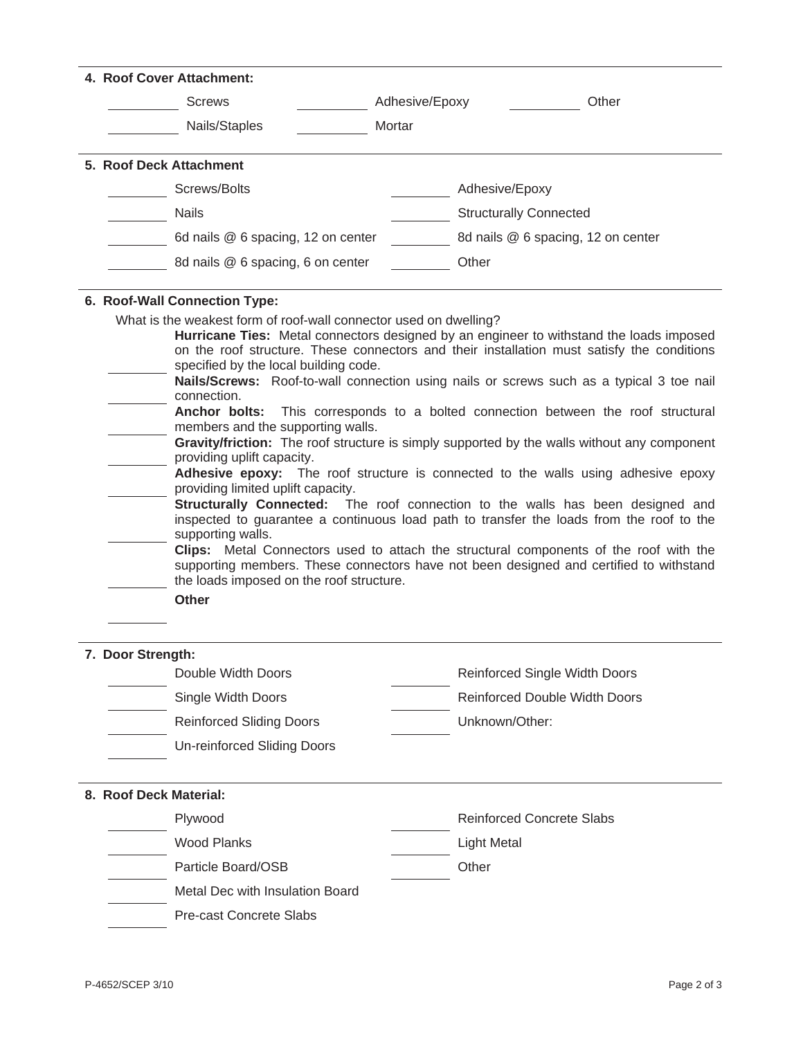**4. Roof Cover Attachment:**

_________ Screws _________ Adhesive/Epoxy _________ Other

_________ Nails/Staples _________ Mortar

**5. Roof Deck Attachment**

_________ Screws/Bolts _________ Adhesive/Epoxy

_________ Nails _________ Structurally Connected

_________ 6d nails @ 6 spacing, 12 on center _________ 8d nails @ 6 spacing, 12 on center

_________ 8d nails @ 6 spacing, 6 on center _________ Other

**6. Roof-Wall Connection Type:**

What is the weakest form of roof-wall connector used on dwelling?

_________ **Hurricane Ties:** Metal connectors designed by an engineer to withstand the loads imposed on the roof structure. These connectors and their installation must satisfy the conditions specified by the local building code.

_________ **Nails/Screws:** Roof-to-wall connection using nails or screws such as a typical 3 toe nail connection.

_________ **Anchor bolts:** This corresponds to a bolted connection between the roof structural members and the supporting walls.

_________ **Gravity/friction:** The roof structure is simply supported by the walls without any component providing uplift capacity.

_________ **Adhesive epoxy:** The roof structure is connected to the walls using adhesive epoxy providing limited uplift capacity.

_________ **Structurally Connected:** The roof connection to the walls has been designed and inspected to guarantee a continuous load path to transfer the loads from the roof to the supporting walls.

_________ **Clips:** Metal Connectors used to attach the structural components of the roof with the supporting members. These connectors have not been designed and certified to withstand the loads imposed on the roof structure.

_________ **Other**

**7. Door Strength:**

_________ Double Width Doors _________ Reinforced Single Width Doors

_________ Single Width Doors _________ Reinforced Double Width Doors

_________ Reinforced Sliding Doors _________ Unknown/Other:

_________ Un-reinforced Sliding Doors

**8. Roof Deck Material:**

_________ Plywood _________ Reinforced Concrete Slabs

_________ Wood Planks _________ Light Metal

_________ Particle Board/OSB _________ Other

_________ Metal Dec with Insulation Board

_________ Pre-cast Concrete Slabs

P-4652/SCEP 3/10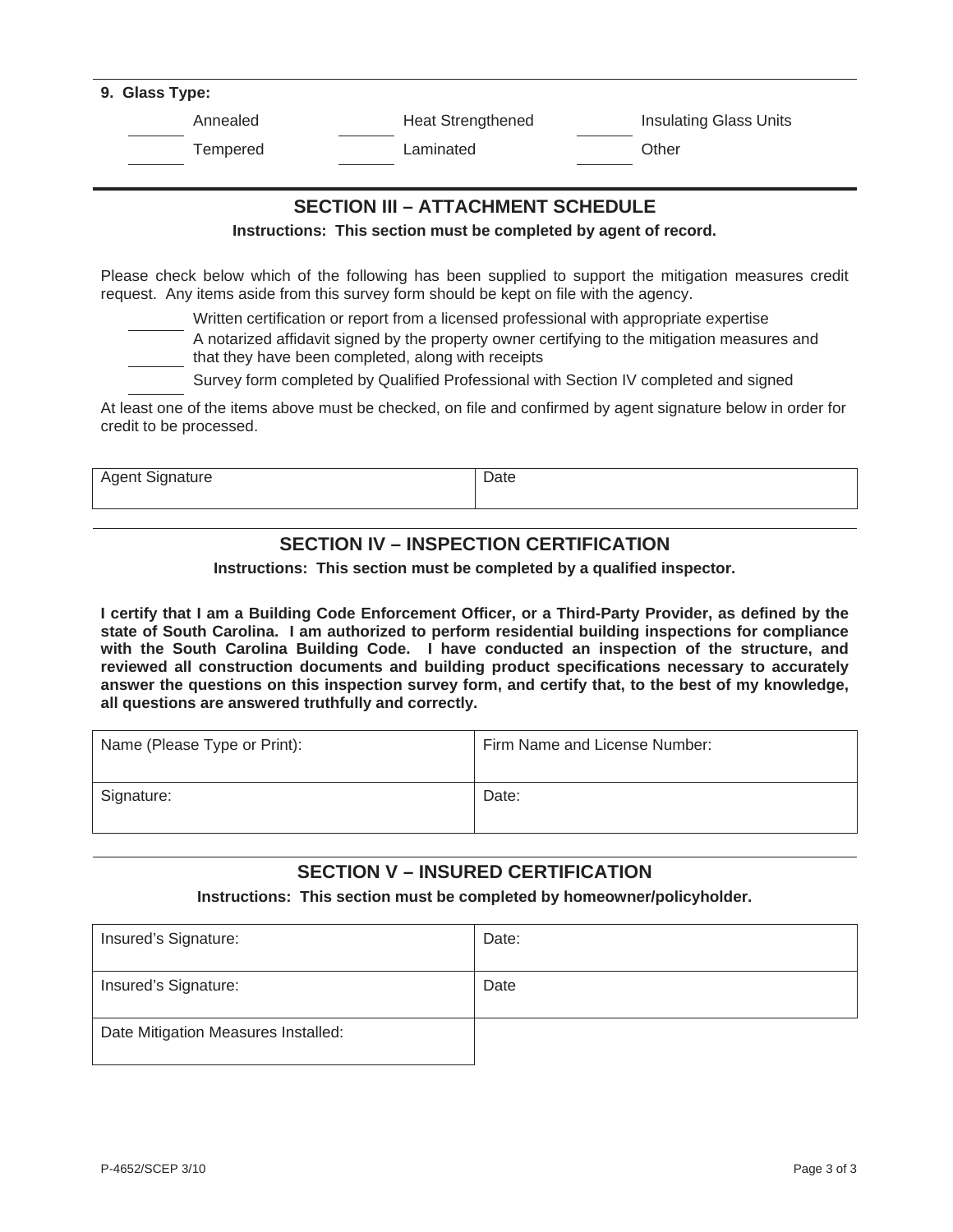**9. Glass Type:**

\_\_\_\_\_\_ Annealed \_\_\_\_\_\_ Heat Strengthened \_\_\_\_\_\_ Insulating Glass Units

\_\_\_\_\_\_ Tempered \_\_\_\_\_\_ Laminated \_\_\_\_\_\_ Other

## SECTION III – ATTACHMENT SCHEDULE

**Instructions: This section must be completed by agent of record.**

Please check below which of the following has been supplied to support the mitigation measures credit request. Any items aside from this survey form should be kept on file with the agency.

\_\_\_\_\_\_ Written certification or report from a licensed professional with appropriate expertise

\_\_\_\_\_\_ A notarized affidavit signed by the property owner certifying to the mitigation measures and that they have been completed, along with receipts

\_\_\_\_\_\_ Survey form completed by Qualified Professional with Section IV completed and signed

At least one of the items above must be checked, on file and confirmed by agent signature below in order for credit to be processed.

| Agent Signature | Date |
| --- | --- |

## SECTION IV – INSPECTION CERTIFICATION

**Instructions: This section must be completed by a qualified inspector.**

**I certify that I am a Building Code Enforcement Officer, or a Third-Party Provider, as defined by the state of South Carolina. I am authorized to perform residential building inspections for compliance with the South Carolina Building Code. I have conducted an inspection of the structure, and reviewed all construction documents and building product specifications necessary to accurately answer the questions on this inspection survey form, and certify that, to the best of my knowledge, all questions are answered truthfully and correctly.**

| | |
| --- | --- |
| Name (Please Type or Print): | Firm Name and License Number: |
| Signature: | Date: |

## SECTION V – INSURED CERTIFICATION

**Instructions: This section must be completed by homeowner/policyholder.**

| | |
| --- | --- |
| Insured's Signature: | Date: |
| Insured's Signature: | Date |
| Date Mitigation Measures Installed: | |

P-4652/SCEP 3/10